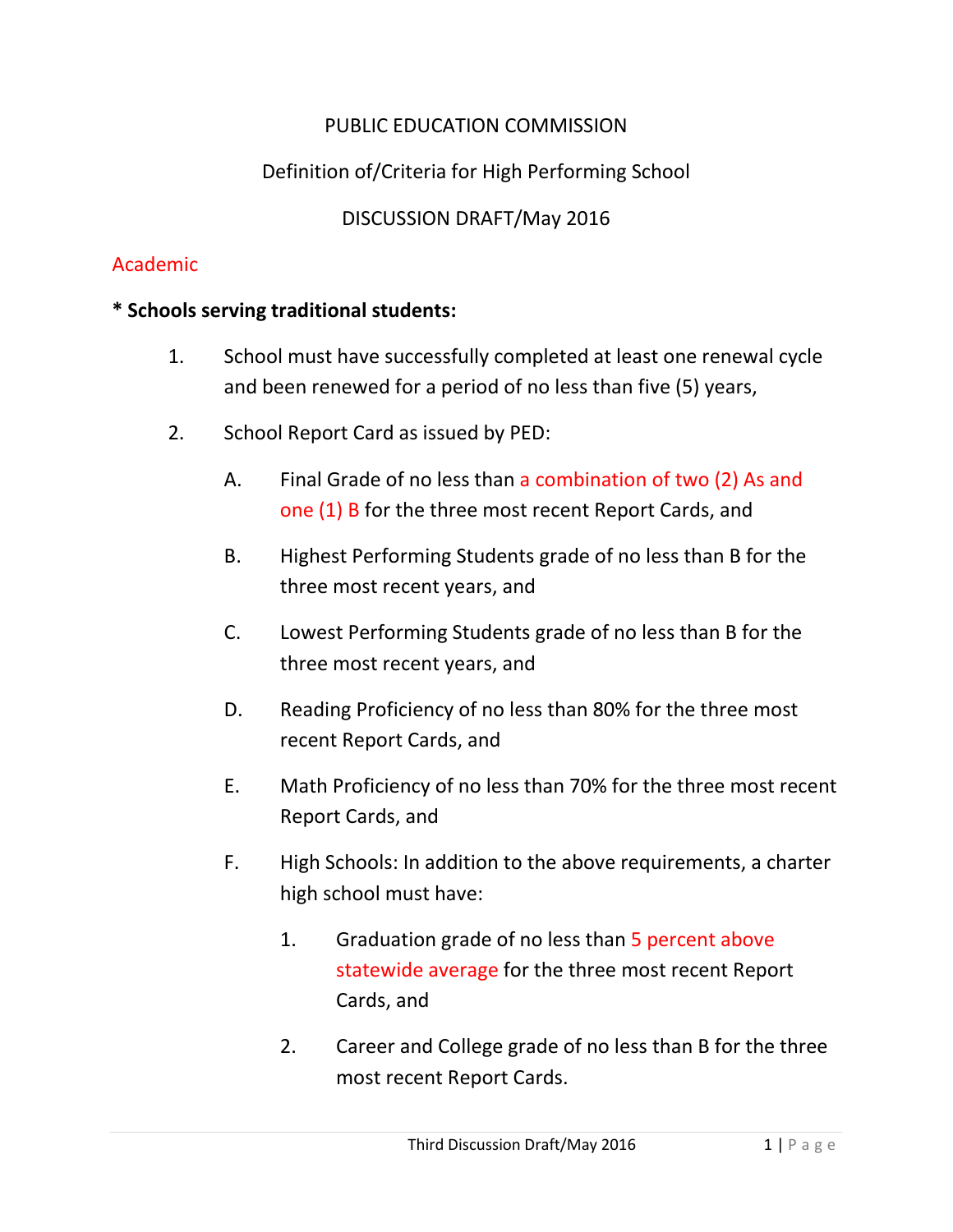PUBLIC EDUCATION COMMISSION

Definition of/Criteria for High Performing School

DISCUSSION DRAFT/May 2016

## Academic

**\* Schools serving traditional students:**

1. School must have successfully completed at least one renewal cycle and been renewed for a period of no less than five (5) years,
2. School Report Card as issued by PED:
   - A. Final Grade of no less than a combination of two (2) As and one (1) B for the three most recent Report Cards, and
   - B. Highest Performing Students grade of no less than B for the three most recent years, and
   - C. Lowest Performing Students grade of no less than B for the three most recent years, and
   - D. Reading Proficiency of no less than 80% for the three most recent Report Cards, and
   - E. Math Proficiency of no less than 70% for the three most recent Report Cards, and
   - F. High Schools: In addition to the above requirements, a charter high school must have:
     1. Graduation grade of no less than 5 percent above statewide average for the three most recent Report Cards, and
     2. Career and College grade of no less than B for the three most recent Report Cards.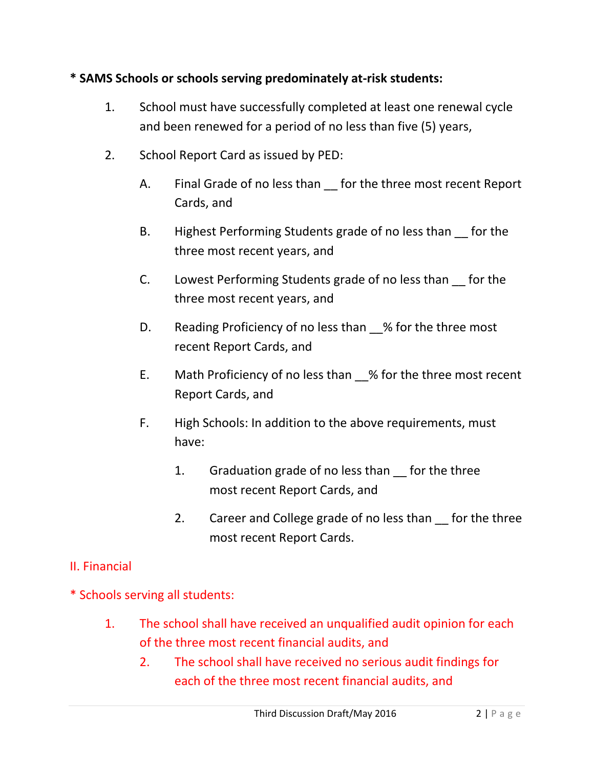**\* SAMS Schools or schools serving predominately at-risk students:**

1. School must have successfully completed at least one renewal cycle and been renewed for a period of no less than five (5) years,

2. School Report Card as issued by PED:

   A. Final Grade of no less than __ for the three most recent Report Cards, and

   B. Highest Performing Students grade of no less than __ for the three most recent years, and

   C. Lowest Performing Students grade of no less than __ for the three most recent years, and

   D. Reading Proficiency of no less than __% for the three most recent Report Cards, and

   E. Math Proficiency of no less than __% for the three most recent Report Cards, and

   F. High Schools: In addition to the above requirements, must have:

      1. Graduation grade of no less than __ for the three most recent Report Cards, and

      2. Career and College grade of no less than __ for the three most recent Report Cards.

II. Financial

\* Schools serving all students:

1. The school shall have received an unqualified audit opinion for each of the three most recent financial audits, and
   2. The school shall have received no serious audit findings for each of the three most recent financial audits, and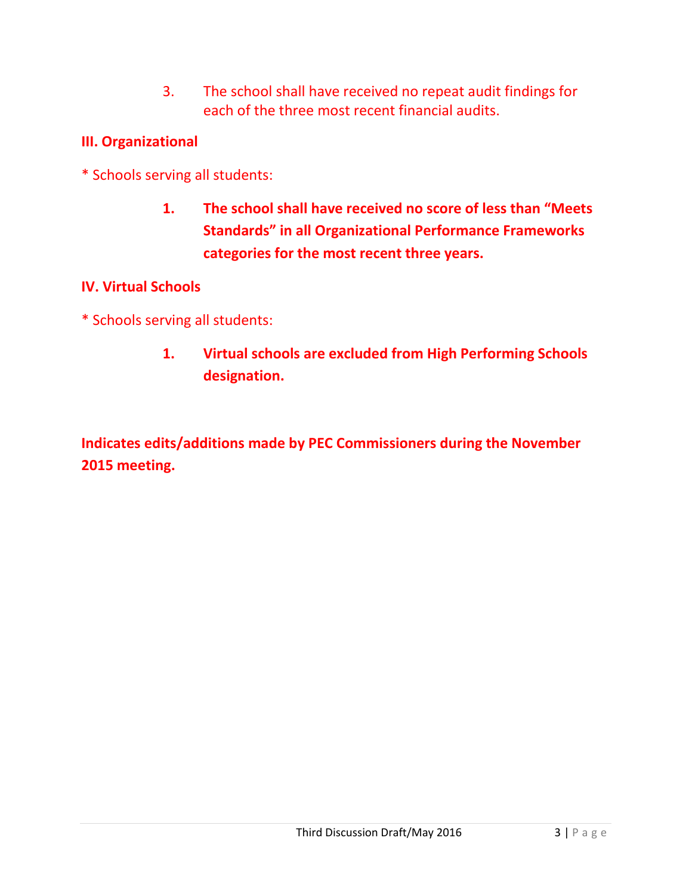3. The school shall have received no repeat audit findings for each of the three most recent financial audits.

**III. Organizational**

* Schools serving all students:

1. **The school shall have received no score of less than "Meets Standards" in all Organizational Performance Frameworks categories for the most recent three years.**

**IV. Virtual Schools**

* Schools serving all students:

1. **Virtual schools are excluded from High Performing Schools designation.**

**Indicates edits/additions made by PEC Commissioners during the November 2015 meeting.**